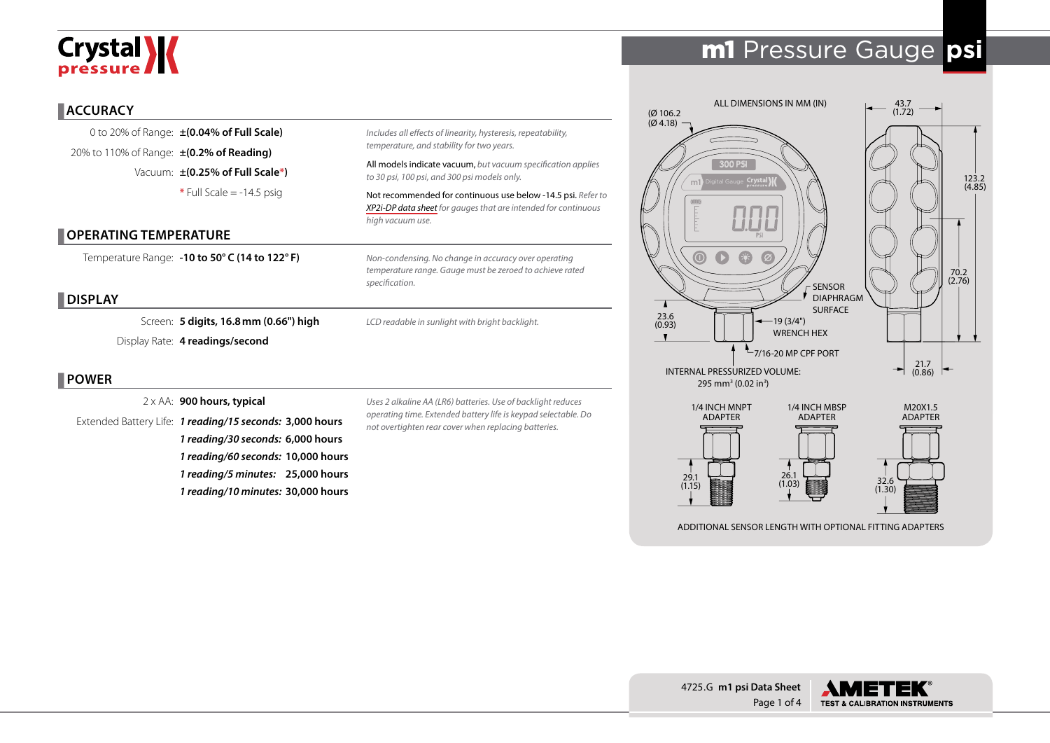# m1 Pressure Gauge psi

## ACCURACY

| | | |
|---|---|---|
| 0 to 20% of Range: | **±(0.04% of Full Scale)** | *Includes all effects of linearity, hysteresis, repeatability, temperature, and stability for two years.* |
| 20% to 110% of Range: | **±(0.2% of Reading)** | All models indicate vacuum, *but vacuum specification applies to 30 psi, 100 psi, and 300 psi models only.* |
| Vacuum: | **±(0.25% of Full Scale*)** | Not recommended for continuous use below -14.5 psi. *Refer to XP2i-DP data sheet for gauges that are intended for continuous high vacuum use.* |
| | * Full Scale = -14.5 psig | |

## OPERATING TEMPERATURE

| | | |
|---|---|---|
| Temperature Range: | **-10 to 50° C (14 to 122° F)** | *Non-condensing. No change in accuracy over operating temperature range. Gauge must be zeroed to achieve rated specification.* |

## DISPLAY

| | | |
|---|---|---|
| Screen: | **5 digits, 16.8 mm (0.66") high** | *LCD readable in sunlight with bright backlight.* |
| Display Rate: | **4 readings/second** | |

## POWER

| | | |
|---|---|---|
| 2 x AA: | **900 hours, typical** | *Uses 2 alkaline AA (LR6) batteries. Use of backlight reduces operating time. Extended battery life is keypad selectable. Do not overtighten rear cover when replacing batteries.* |
| Extended Battery Life: | ***1 reading/15 seconds:* 3,000 hours** | |
| | ***1 reading/30 seconds:* 6,000 hours** | |
| | ***1 reading/60 seconds:* 10,000 hours** | |
| | ***1 reading/5 minutes:* 25,000 hours** | |
| | ***1 reading/10 minutes:* 30,000 hours** | |

ALL DIMENSIONS IN MM (IN)

(Ø 106.2 (Ø 4.18)); 43.7 (1.72); 123.2 (4.85); 70.2 (2.76); 23.6 (0.93); 21.7 (0.86)

SENSOR DIAPHRAGM SURFACE

19 (3/4") WRENCH HEX

7/16-20 MP CPF PORT

INTERNAL PRESSURIZED VOLUME: 295 mm³ (0.02 in³)

| 1/4 INCH MNPT ADAPTER | 1/4 INCH MBSP ADAPTER | M20X1.5 ADAPTER |
|---|---|---|
| 29.1 (1.15) | 26.1 (1.03) | 32.6 (1.30) |

ADDITIONAL SENSOR LENGTH WITH OPTIONAL FITTING ADAPTERS

4725.G **m1 psi Data Sheet**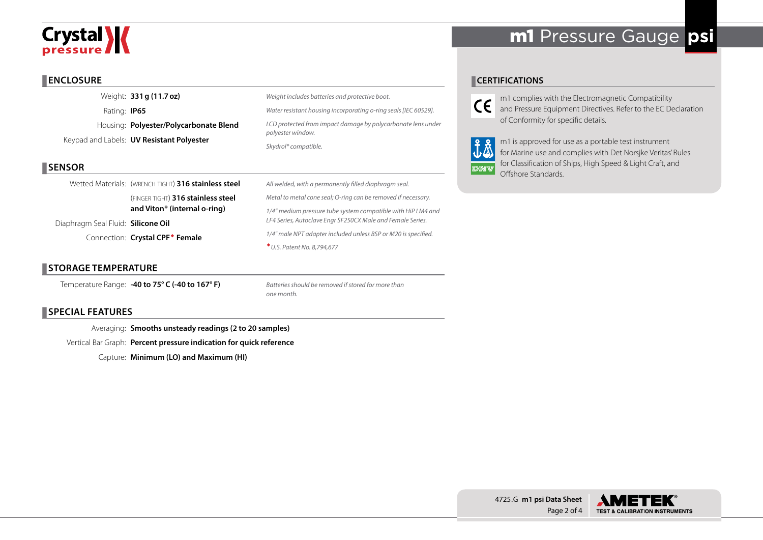## ENCLOSURE

| | | |
|---|---|---|
| Weight: | **331 g (11.7 oz)** | *Weight includes batteries and protective boot.* |
| Rating: | **IP65** | *Water resistant housing incorporating o-ring seals [IEC 60529].* |
| Housing: | **Polyester/Polycarbonate Blend** | *LCD protected from impact damage by polycarbonate lens under polyester window.* |
| Keypad and Labels: | **UV Resistant Polyester** | *Skydrol® compatible.* |

## SENSOR

| | | |
|---|---|---|
| Wetted Materials: | (WRENCH TIGHT) **316 stainless steel** | *All welded, with a permanently filled diaphragm seal.* |
| | (FINGER TIGHT) **316 stainless steel and Viton® (internal o-ring)** | *Metal to metal cone seal; O-ring can be removed if necessary.* |
| Diaphragm Seal Fluid: | **Silicone Oil** | *1/4" medium pressure tube system compatible with HiP LM4 and LF4 Series, Autoclave Engr SF250CX Male and Female Series.* |
| Connection: | **Crystal CPF◆ Female** | *1/4" male NPT adapter included unless BSP or M20 is specified.* |
| | | *◆U.S. Patent No. 8,794,677* |

## STORAGE TEMPERATURE

| | | |
|---|---|---|
| Temperature Range: | **-40 to 75° C (-40 to 167° F)** | *Batteries should be removed if stored for more than one month.* |

## SPECIAL FEATURES

| | |
|---|---|
| Averaging: | **Smooths unsteady readings (2 to 20 samples)** |
| Vertical Bar Graph: | **Percent pressure indication for quick reference** |
| Capture: | **Minimum (LO) and Maximum (HI)** |

## CERTIFICATIONS

CE — m1 complies with the Electromagnetic Compatibility and Pressure Equipment Directives. Refer to the EC Declaration of Conformity for specific details.

DNV — m1 is approved for use as a portable test instrument for Marine use and complies with Det Norsjke Veritas' Rules for Classification of Ships, High Speed & Light Craft, and Offshore Standards.

4725.G **m1 psi Data Sheet**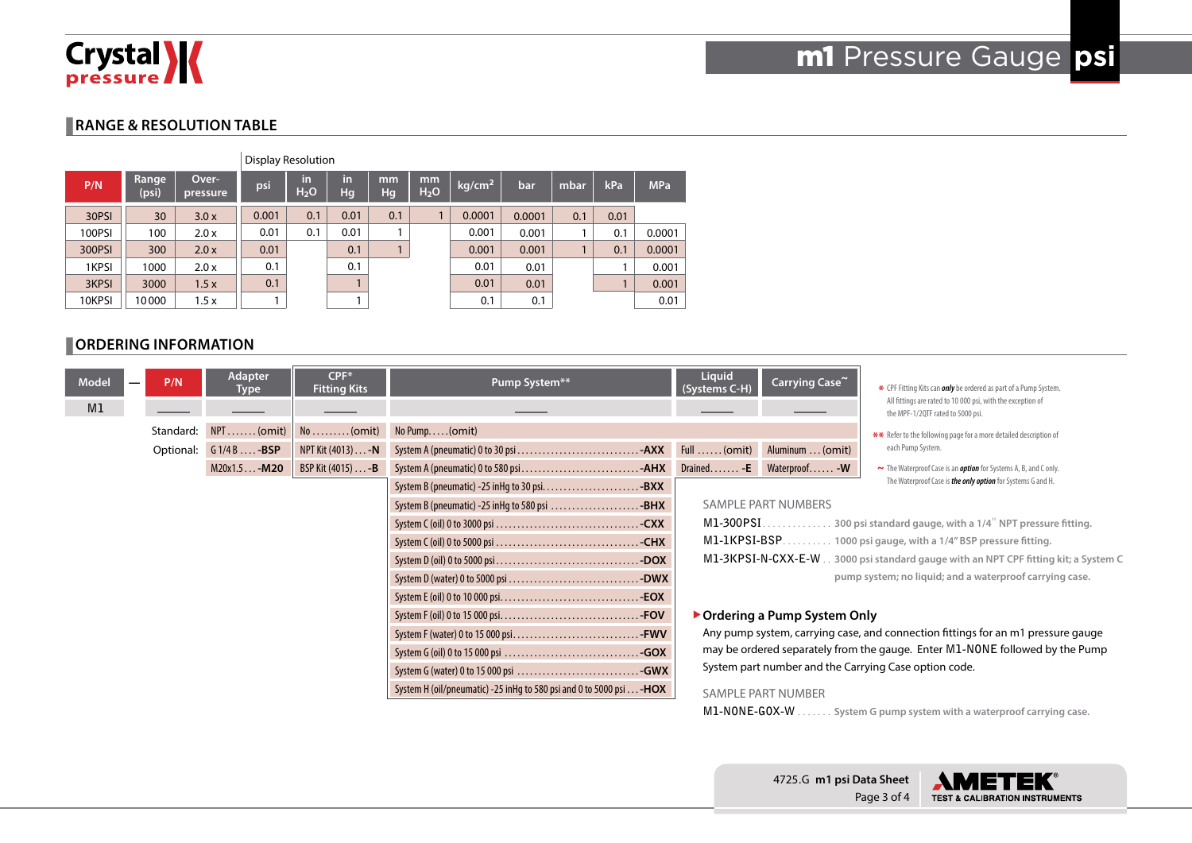## RANGE & RESOLUTION TABLE

| P/N | Range (psi) | Over-pressure | Display Resolution: psi | in $H_2O$ | in Hg | mm Hg | mm $H_2O$ | kg/cm² | bar | mbar | kPa | MPa |
|---|---|---|---|---|---|---|---|---|---|---|---|---|
| 30PSI | 30 | 3.0 x | 0.001 | 0.1 | 0.01 | 0.1 | 1 | 0.0001 | 0.0001 | 0.1 | 0.01 | |
| 100PSI | 100 | 2.0 x | 0.01 | 0.1 | 0.01 | 1 | | 0.001 | 0.001 | 1 | 0.1 | 0.0001 |
| 300PSI | 300 | 2.0 x | 0.01 | | 0.1 | 1 | | 0.001 | 0.001 | 1 | 0.1 | 0.0001 |
| 1KPSI | 1000 | 2.0 x | 0.1 | | 0.1 | | | 0.01 | 0.01 | | 1 | 0.001 |
| 3KPSI | 3000 | 1.5 x | 0.1 | | 1 | | | 0.01 | 0.01 | | 1 | 0.001 |
| 10KPSI | 10 000 | 1.5 x | 1 | | 1 | | | 0.1 | 0.1 | | | 0.01 |

## ORDERING INFORMATION

| Model | — | P/N | Adapter Type | CPF* Fitting Kits | Pump System** | Liquid (Systems C-H) | Carrying Case~ |
|---|---|---|---|---|---|---|---|
| M1 | | ____ | ____ | ____ | ____ | ____ | ____ |
| | | Standard: | NPT....... (omit) | No......... (omit) | No Pump..... (omit) | | |
| | | Optional: | G 1/4 B.... **-BSP** | NPT Kit (4013).... **-N** | System A (pneumatic) 0 to 30 psi.... **-AXX** | Full...... (omit) | Aluminum... (omit) |
| | | | M20x1.5... **-M20** | BSP Kit (4015).... **-B** | System A (pneumatic) 0 to 580 psi.... **-AHX** | Drained....... **-E** | Waterproof...... **-W** |
| | | | | | System B (pneumatic) -25 inHg to 30 psi.... **-BXX** | | |
| | | | | | System B (pneumatic) -25 inHg to 580 psi.... **-BHX** | | |
| | | | | | System C (oil) 0 to 3000 psi.... **-CXX** | | |
| | | | | | System C (oil) 0 to 5000 psi.... **-CHX** | | |
| | | | | | System D (oil) 0 to 5000 psi.... **-DOX** | | |
| | | | | | System D (water) 0 to 5000 psi.... **-DWX** | | |
| | | | | | System E (oil) 0 to 10 000 psi.... **-EOX** | | |
| | | | | | System F (oil) 0 to 15 000 psi.... **-FOV** | | |
| | | | | | System F (water) 0 to 15 000 psi.... **-FWV** | | |
| | | | | | System G (oil) 0 to 15 000 psi.... **-GOX** | | |
| | | | | | System G (water) 0 to 15 000 psi.... **-GWX** | | |
| | | | | | System H (oil/pneumatic) -25 inHg to 580 psi and 0 to 5000 psi.... **-HOX** | | |

\* CPF Fitting Kits can ***only*** be ordered as part of a Pump System. All fittings are rated to 10 000 psi, with the exception of the MPF-1/2QTF rated to 5000 psi.

\*\* Refer to the following page for a more detailed description of each Pump System.

~ The Waterproof Case is an ***option*** for Systems A, B, and C only. The Waterproof Case is ***the only option*** for Systems G and H.

SAMPLE PART NUMBERS

- M1-300PSI.............. 300 psi standard gauge, with a 1/4" NPT pressure fitting.
- M1-1KPSI-BSP.......... 1000 psi gauge, with a 1/4" BSP pressure fitting.
- M1-3KPSI-N-CXX-E-W.. 3000 psi standard gauge with an NPT CPF fitting kit; a System C pump system; no liquid; and a waterproof carrying case.

### ▶ Ordering a Pump System Only

Any pump system, carrying case, and connection fittings for an m1 pressure gauge may be ordered separately from the gauge. Enter M1-NONE followed by the Pump System part number and the Carrying Case option code.

SAMPLE PART NUMBER

- M1-NONE-GOX-W....... System G pump system with a waterproof carrying case.

4725.G **m1 psi Data Sheet**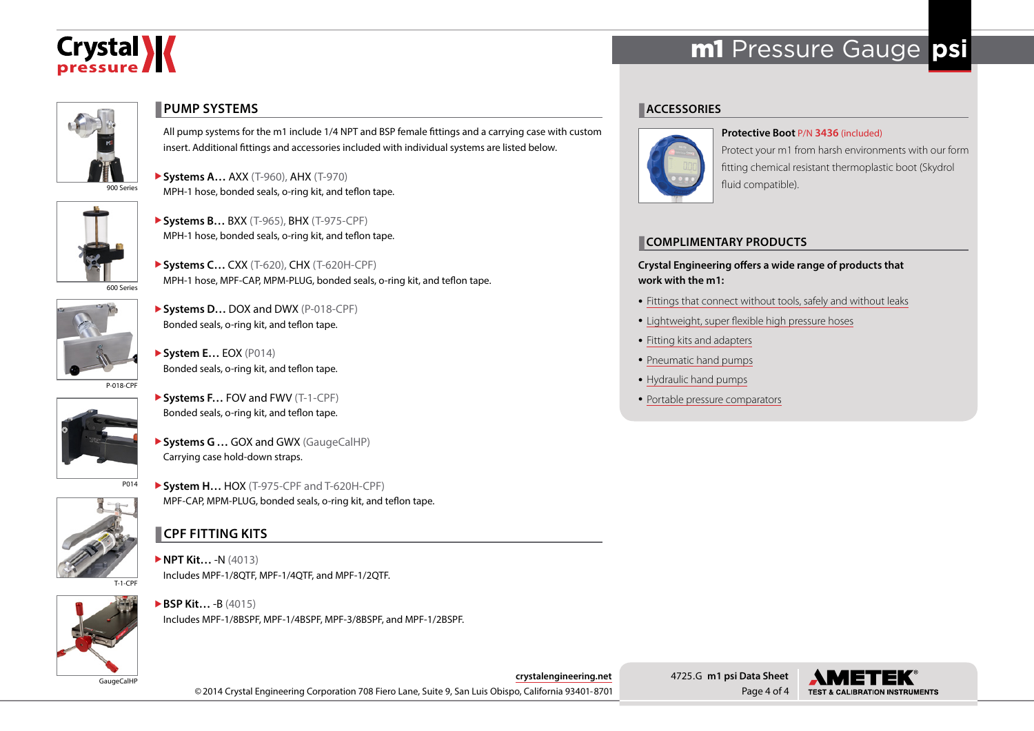## PUMP SYSTEMS

All pump systems for the m1 include 1/4 NPT and BSP female fittings and a carrying case with custom insert. Additional fittings and accessories included with individual systems are listed below.

▶ **Systems A…** AXX (T-960), AHX (T-970)
MPH-1 hose, bonded seals, o-ring kit, and teflon tape.

▶ **Systems B…** BXX (T-965), BHX (T-975-CPF)
MPH-1 hose, bonded seals, o-ring kit, and teflon tape.

▶ **Systems C…** CXX (T-620), CHX (T-620H-CPF)
MPH-1 hose, MPF-CAP, MPM-PLUG, bonded seals, o-ring kit, and teflon tape.

▶ **Systems D…** DOX and DWX (P-018-CPF)
Bonded seals, o-ring kit, and teflon tape.

▶ **System E…** EOX (P014)
Bonded seals, o-ring kit, and teflon tape.

▶ **Systems F…** FOV and FWV (T-1-CPF)
Bonded seals, o-ring kit, and teflon tape.

▶ **Systems G…** GOX and GWX (GaugeCalHP)
Carrying case hold-down straps.

▶ **System H…** HOX (T-975-CPF and T-620H-CPF)
MPF-CAP, MPM-PLUG, bonded seals, o-ring kit, and teflon tape.

900 Series

600 Series

P-018-CPF

P014

T-1-CPF

GaugeCalHP

## CPF FITTING KITS

▶ **NPT Kit…** -N (4013)
Includes MPF-1/8QTF, MPF-1/4QTF, and MPF-1/2QTF.

▶ **BSP Kit…** -B (4015)
Includes MPF-1/8BSPF, MPF-1/4BSPF, MPF-3/8BSPF, and MPF-1/2BSPF.

## ACCESSORIES

**Protective Boot** P/N **3436** (included)
Protect your m1 from harsh environments with our form fitting chemical resistant thermoplastic boot (Skydrol fluid compatible).

## COMPLIMENTARY PRODUCTS

**Crystal Engineering offers a wide range of products that work with the m1:**

- Fittings that connect without tools, safely and without leaks
- Lightweight, super flexible high pressure hoses
- Fitting kits and adapters
- Pneumatic hand pumps
- Hydraulic hand pumps
- Portable pressure comparators

crystalengineering.net

©2014 Crystal Engineering Corporation 708 Fiero Lane, Suite 9, San Luis Obispo, California 93401-8701

4725.G **m1 psi Data Sheet**